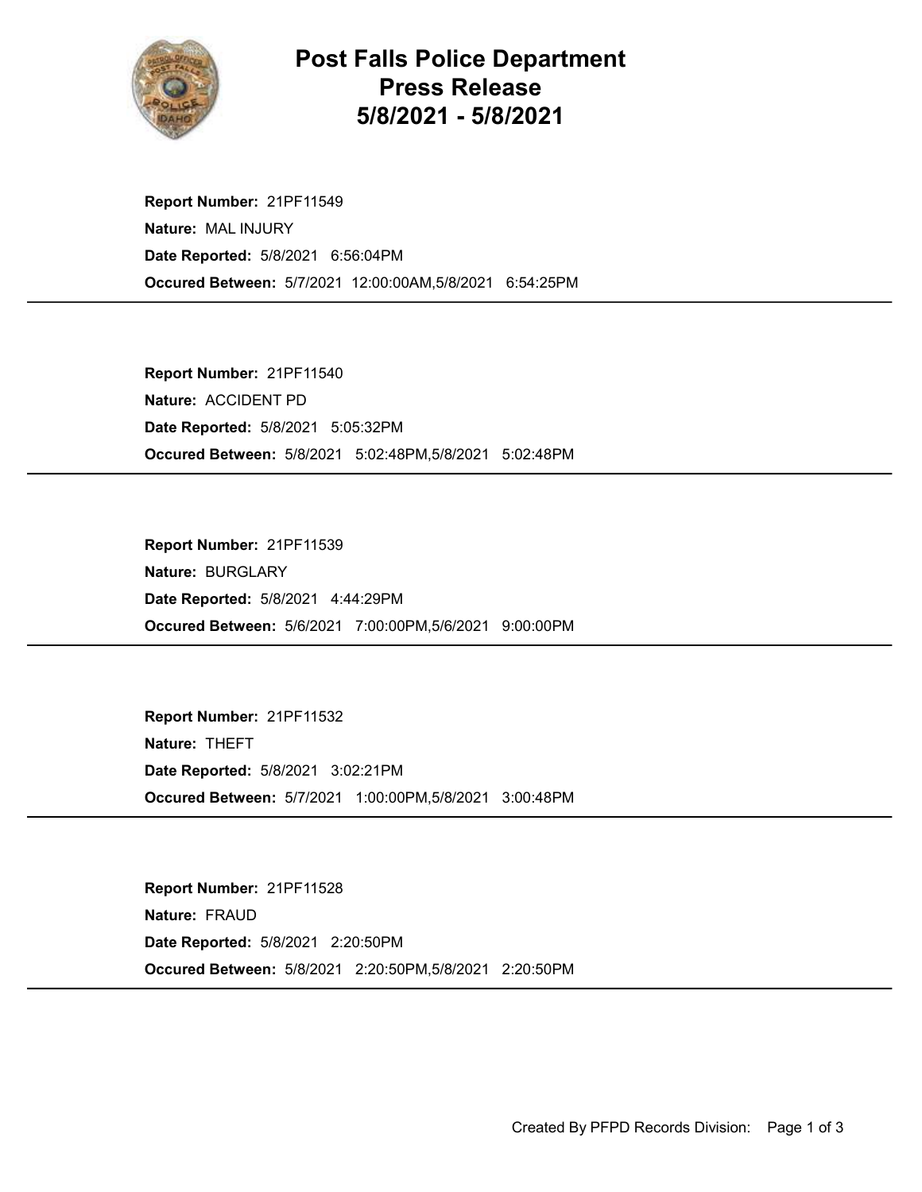# Post Falls Police Department
## Press Release
## 5/8/2021 - 5/8/2021

**Report Number:** 21PF11549
**Nature:** MAL INJURY
**Date Reported:** 5/8/2021 6:56:04PM
**Occured Between:** 5/7/2021 12:00:00AM,5/8/2021 6:54:25PM

---

**Report Number:** 21PF11540
**Nature:** ACCIDENT PD
**Date Reported:** 5/8/2021 5:05:32PM
**Occured Between:** 5/8/2021 5:02:48PM,5/8/2021 5:02:48PM

---

**Report Number:** 21PF11539
**Nature:** BURGLARY
**Date Reported:** 5/8/2021 4:44:29PM
**Occured Between:** 5/6/2021 7:00:00PM,5/6/2021 9:00:00PM

---

**Report Number:** 21PF11532
**Nature:** THEFT
**Date Reported:** 5/8/2021 3:02:21PM
**Occured Between:** 5/7/2021 1:00:00PM,5/8/2021 3:00:48PM

---

**Report Number:** 21PF11528
**Nature:** FRAUD
**Date Reported:** 5/8/2021 2:20:50PM
**Occured Between:** 5/8/2021 2:20:50PM,5/8/2021 2:20:50PM

---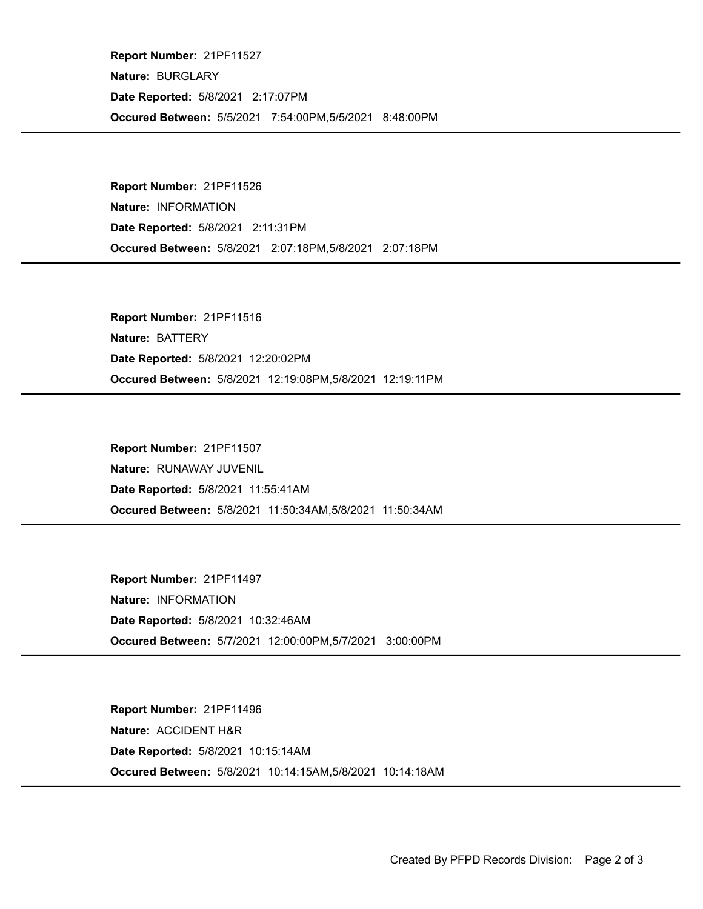**Report Number:** 21PF11527

**Nature:** BURGLARY

**Date Reported:** 5/8/2021 2:17:07PM

**Occured Between:** 5/5/2021 7:54:00PM,5/5/2021 8:48:00PM

---

**Report Number:** 21PF11526

**Nature:** INFORMATION

**Date Reported:** 5/8/2021 2:11:31PM

**Occured Between:** 5/8/2021 2:07:18PM,5/8/2021 2:07:18PM

---

**Report Number:** 21PF11516

**Nature:** BATTERY

**Date Reported:** 5/8/2021 12:20:02PM

**Occured Between:** 5/8/2021 12:19:08PM,5/8/2021 12:19:11PM

---

**Report Number:** 21PF11507

**Nature:** RUNAWAY JUVENIL

**Date Reported:** 5/8/2021 11:55:41AM

**Occured Between:** 5/8/2021 11:50:34AM,5/8/2021 11:50:34AM

---

**Report Number:** 21PF11497

**Nature:** INFORMATION

**Date Reported:** 5/8/2021 10:32:46AM

**Occured Between:** 5/7/2021 12:00:00PM,5/7/2021 3:00:00PM

---

**Report Number:** 21PF11496

**Nature:** ACCIDENT H&R

**Date Reported:** 5/8/2021 10:15:14AM

**Occured Between:** 5/8/2021 10:14:15AM,5/8/2021 10:14:18AM

---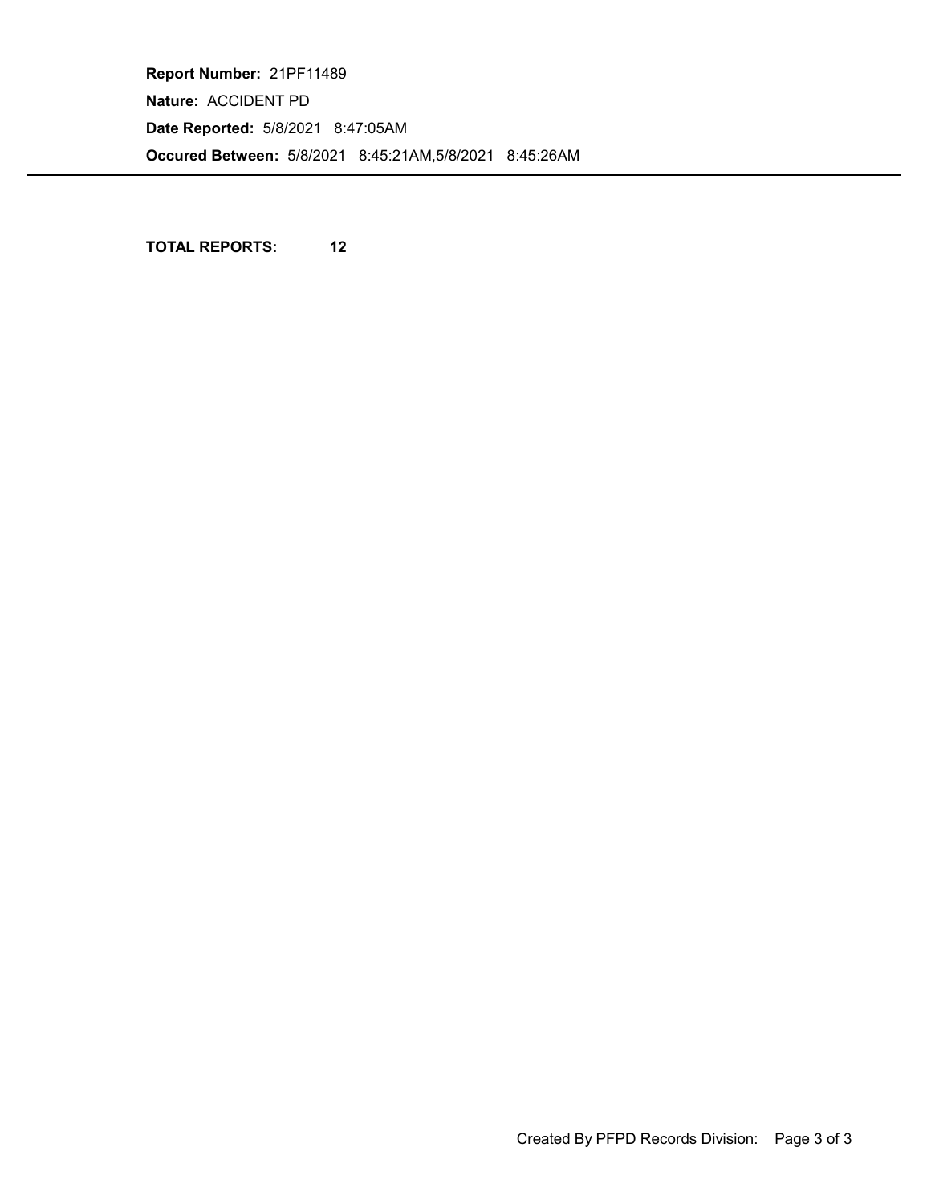**Report Number:** 21PF11489

**Nature:** ACCIDENT PD

**Date Reported:** 5/8/2021 8:47:05AM

**Occured Between:** 5/8/2021 8:45:21AM,5/8/2021 8:45:26AM

---

**TOTAL REPORTS: 12**